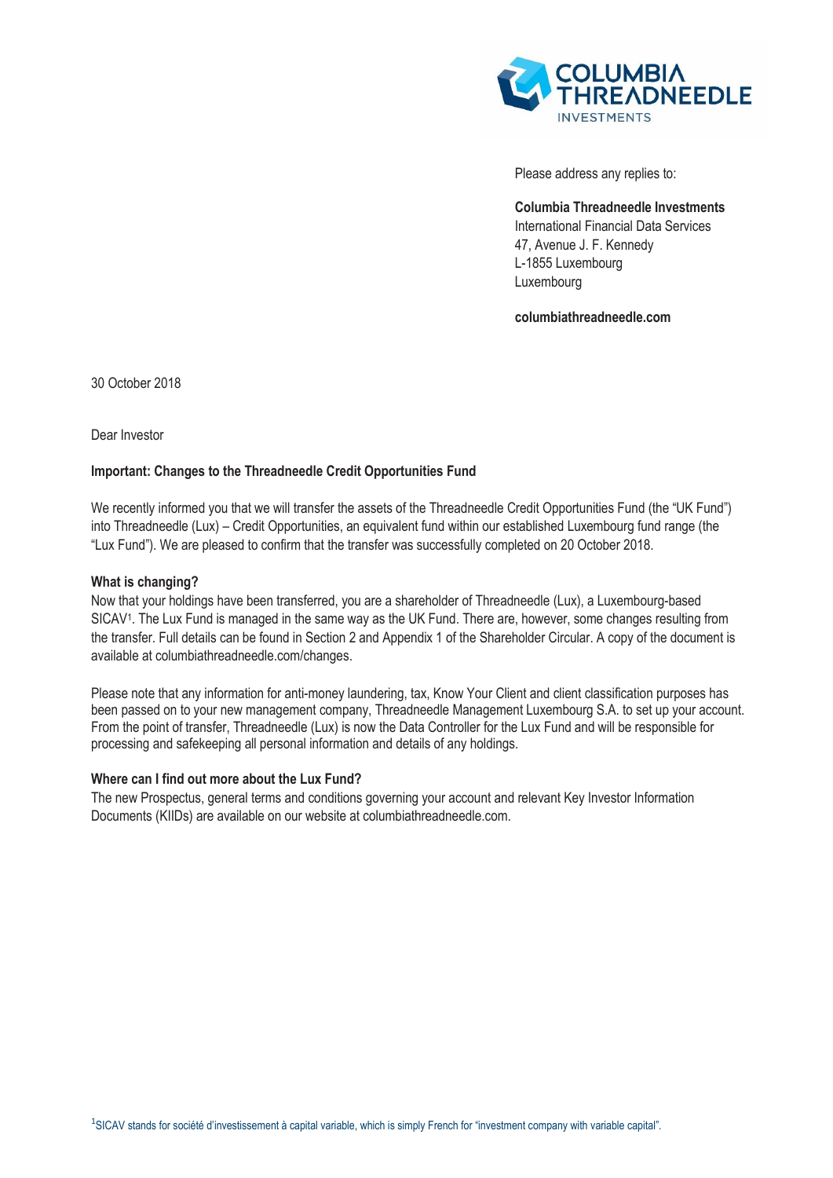Please address any replies to:

**Columbia Threadneedle Investments**
International Financial Data Services
47, Avenue J. F. Kennedy
L-1855 Luxembourg
Luxembourg

**columbiathreadneedle.com**

30 October 2018

Dear Investor

**Important: Changes to the Threadneedle Credit Opportunities Fund**

We recently informed you that we will transfer the assets of the Threadneedle Credit Opportunities Fund (the "UK Fund") into Threadneedle (Lux) – Credit Opportunities, an equivalent fund within our established Luxembourg fund range (the "Lux Fund"). We are pleased to confirm that the transfer was successfully completed on 20 October 2018.

**What is changing?**

Now that your holdings have been transferred, you are a shareholder of Threadneedle (Lux), a Luxembourg-based SICAV[1]. The Lux Fund is managed in the same way as the UK Fund. There are, however, some changes resulting from the transfer. Full details can be found in Section 2 and Appendix 1 of the Shareholder Circular. A copy of the document is available at columbiathreadneedle.com/changes.

Please note that any information for anti-money laundering, tax, Know Your Client and client classification purposes has been passed on to your new management company, Threadneedle Management Luxembourg S.A. to set up your account. From the point of transfer, Threadneedle (Lux) is now the Data Controller for the Lux Fund and will be responsible for processing and safekeeping all personal information and details of any holdings.

**Where can I find out more about the Lux Fund?**

The new Prospectus, general terms and conditions governing your account and relevant Key Investor Information Documents (KIIDs) are available on our website at columbiathreadneedle.com.

[1] SICAV stands for société d'investissement à capital variable, which is simply French for "investment company with variable capital".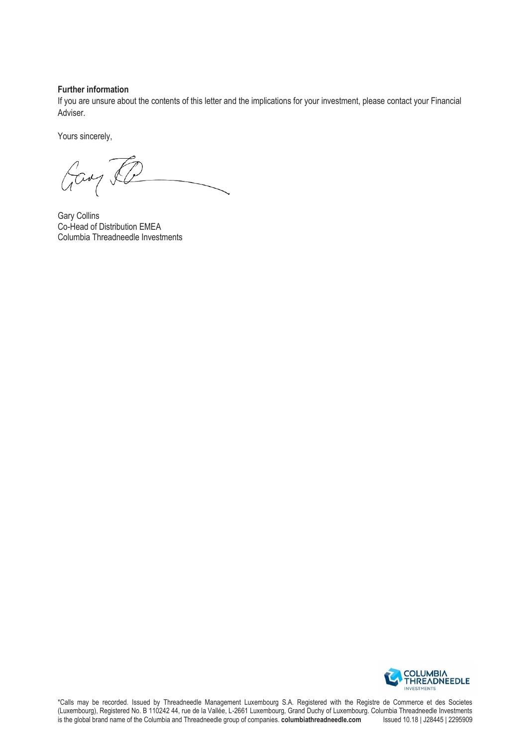**Further information**

If you are unsure about the contents of this letter and the implications for your investment, please contact your Financial Adviser.

Yours sincerely,

Gary Collins
Co-Head of Distribution EMEA
Columbia Threadneedle Investments

*Calls may be recorded. Issued by Threadneedle Management Luxembourg S.A. Registered with the Registre de Commerce et des Societes (Luxembourg), Registered No. B 110242 44, rue de la Vallée, L-2661 Luxembourg, Grand Duchy of Luxembourg. Columbia Threadneedle Investments is the global brand name of the Columbia and Threadneedle group of companies. **columbiathreadneedle.com** Issued 10.18 | J28445 | 2295909